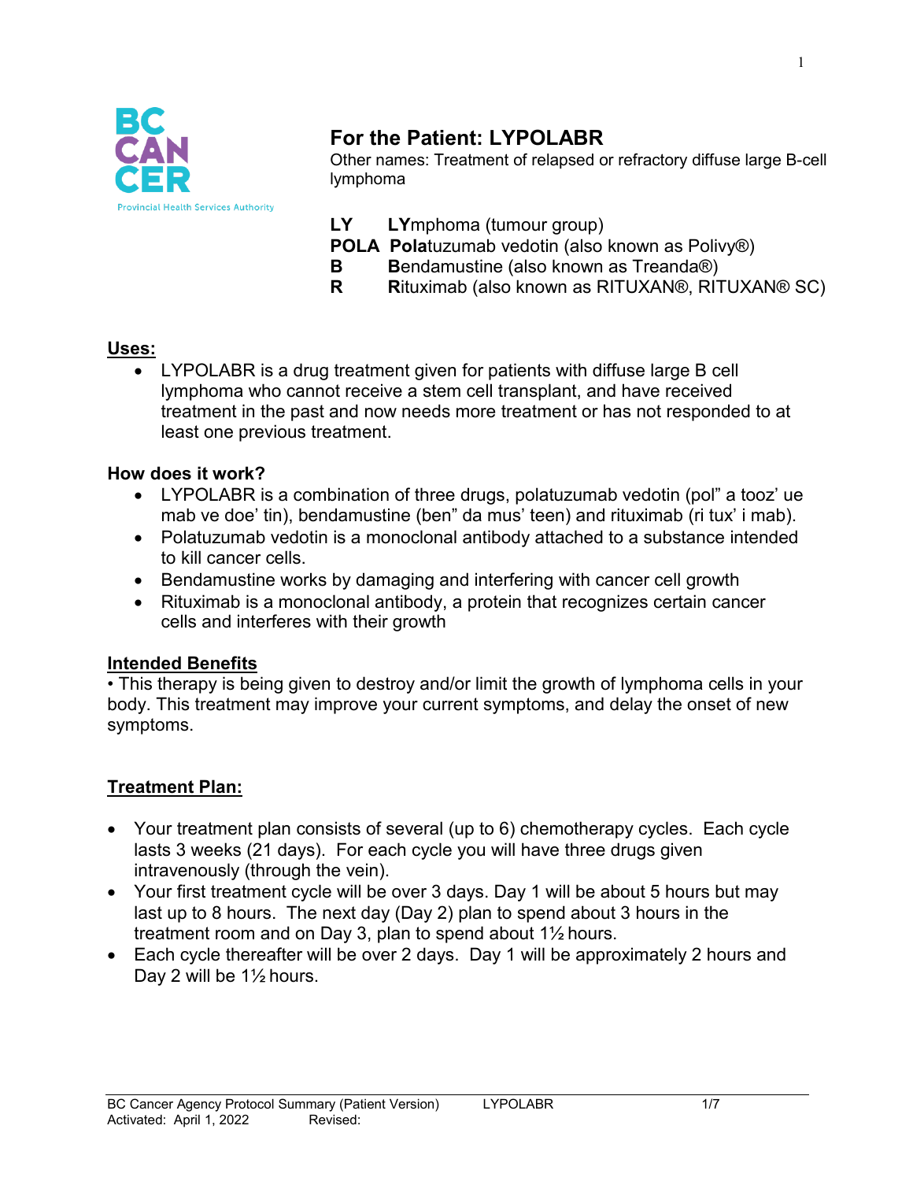BC CANCER
Provincial Health Services Authority

# For the Patient: LYPOLABR

Other names: Treatment of relapsed or refractory diffuse large B-cell lymphoma

**LY** **LY**mphoma (tumour group)
**POLA** **Pola**tuzumab vedotin (also known as Polivy®)
**B** **B**endamustine (also known as Treanda®)
**R** **R**ituximab (also known as RITUXAN®, RITUXAN® SC)

## Uses:

- LYPOLABR is a drug treatment given for patients with diffuse large B cell lymphoma who cannot receive a stem cell transplant, and have received treatment in the past and now needs more treatment or has not responded to at least one previous treatment.

### How does it work?

- LYPOLABR is a combination of three drugs, polatuzumab vedotin (pol" a tooz' ue mab ve doe' tin), bendamustine (ben" da mus' teen) and rituximab (ri tux' i mab).
- Polatuzumab vedotin is a monoclonal antibody attached to a substance intended to kill cancer cells.
- Bendamustine works by damaging and interfering with cancer cell growth
- Rituximab is a monoclonal antibody, a protein that recognizes certain cancer cells and interferes with their growth

## Intended Benefits

• This therapy is being given to destroy and/or limit the growth of lymphoma cells in your body. This treatment may improve your current symptoms, and delay the onset of new symptoms.

## Treatment Plan:

- Your treatment plan consists of several (up to 6) chemotherapy cycles. Each cycle lasts 3 weeks (21 days). For each cycle you will have three drugs given intravenously (through the vein).
- Your first treatment cycle will be over 3 days. Day 1 will be about 5 hours but may last up to 8 hours. The next day (Day 2) plan to spend about 3 hours in the treatment room and on Day 3, plan to spend about 1½ hours.
- Each cycle thereafter will be over 2 days. Day 1 will be approximately 2 hours and Day 2 will be 1½ hours.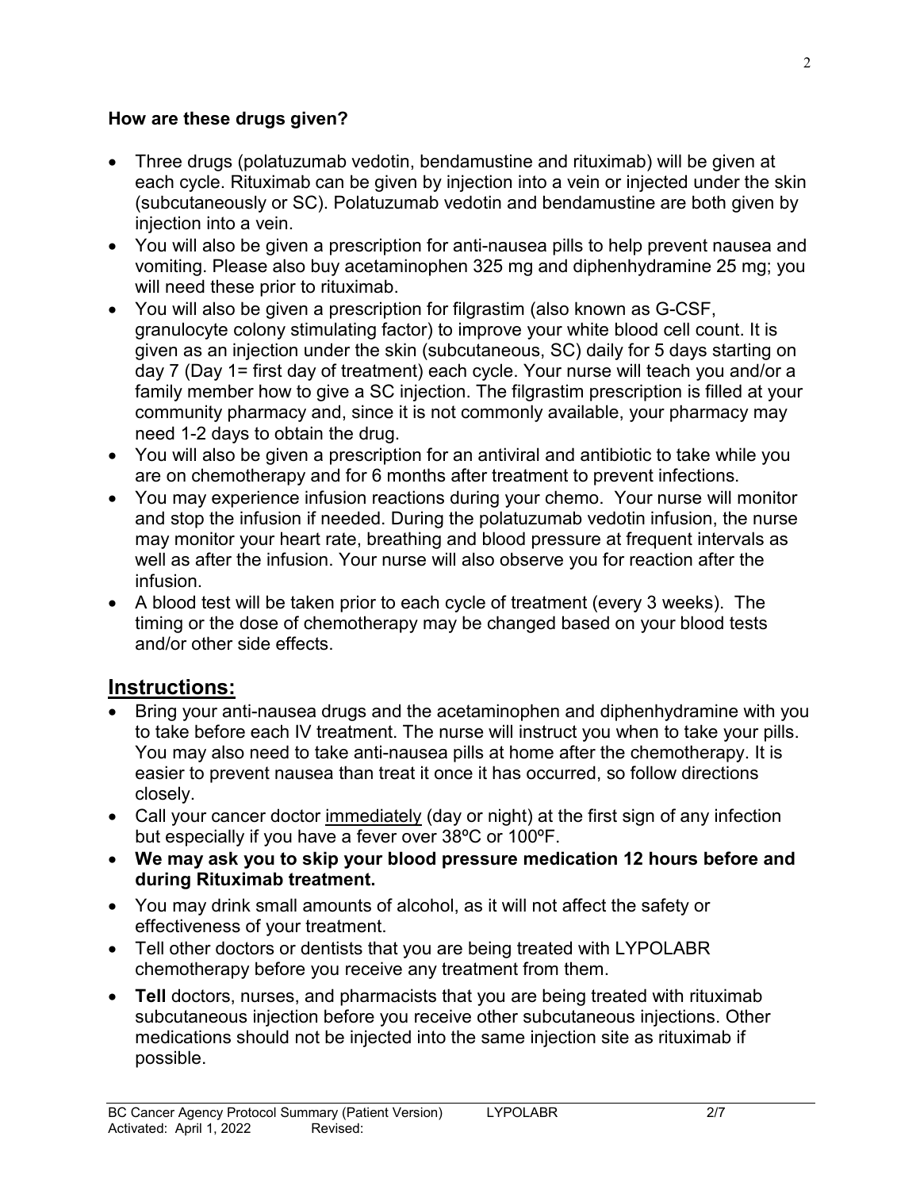**How are these drugs given?**

- Three drugs (polatuzumab vedotin, bendamustine and rituximab) will be given at each cycle. Rituximab can be given by injection into a vein or injected under the skin (subcutaneously or SC). Polatuzumab vedotin and bendamustine are both given by injection into a vein.
- You will also be given a prescription for anti-nausea pills to help prevent nausea and vomiting. Please also buy acetaminophen 325 mg and diphenhydramine 25 mg; you will need these prior to rituximab.
- You will also be given a prescription for filgrastim (also known as G-CSF, granulocyte colony stimulating factor) to improve your white blood cell count. It is given as an injection under the skin (subcutaneous, SC) daily for 5 days starting on day 7 (Day 1= first day of treatment) each cycle. Your nurse will teach you and/or a family member how to give a SC injection. The filgrastim prescription is filled at your community pharmacy and, since it is not commonly available, your pharmacy may need 1-2 days to obtain the drug.
- You will also be given a prescription for an antiviral and antibiotic to take while you are on chemotherapy and for 6 months after treatment to prevent infections.
- You may experience infusion reactions during your chemo. Your nurse will monitor and stop the infusion if needed. During the polatuzumab vedotin infusion, the nurse may monitor your heart rate, breathing and blood pressure at frequent intervals as well as after the infusion. Your nurse will also observe you for reaction after the infusion.
- A blood test will be taken prior to each cycle of treatment (every 3 weeks). The timing or the dose of chemotherapy may be changed based on your blood tests and/or other side effects.

## Instructions:

- Bring your anti-nausea drugs and the acetaminophen and diphenhydramine with you to take before each IV treatment. The nurse will instruct you when to take your pills. You may also need to take anti-nausea pills at home after the chemotherapy. It is easier to prevent nausea than treat it once it has occurred, so follow directions closely.
- Call your cancer doctor immediately (day or night) at the first sign of any infection but especially if you have a fever over 38ºC or 100ºF.
- **We may ask you to skip your blood pressure medication 12 hours before and during Rituximab treatment.**
- You may drink small amounts of alcohol, as it will not affect the safety or effectiveness of your treatment.
- Tell other doctors or dentists that you are being treated with LYPOLABR chemotherapy before you receive any treatment from them.
- **Tell** doctors, nurses, and pharmacists that you are being treated with rituximab subcutaneous injection before you receive other subcutaneous injections. Other medications should not be injected into the same injection site as rituximab if possible.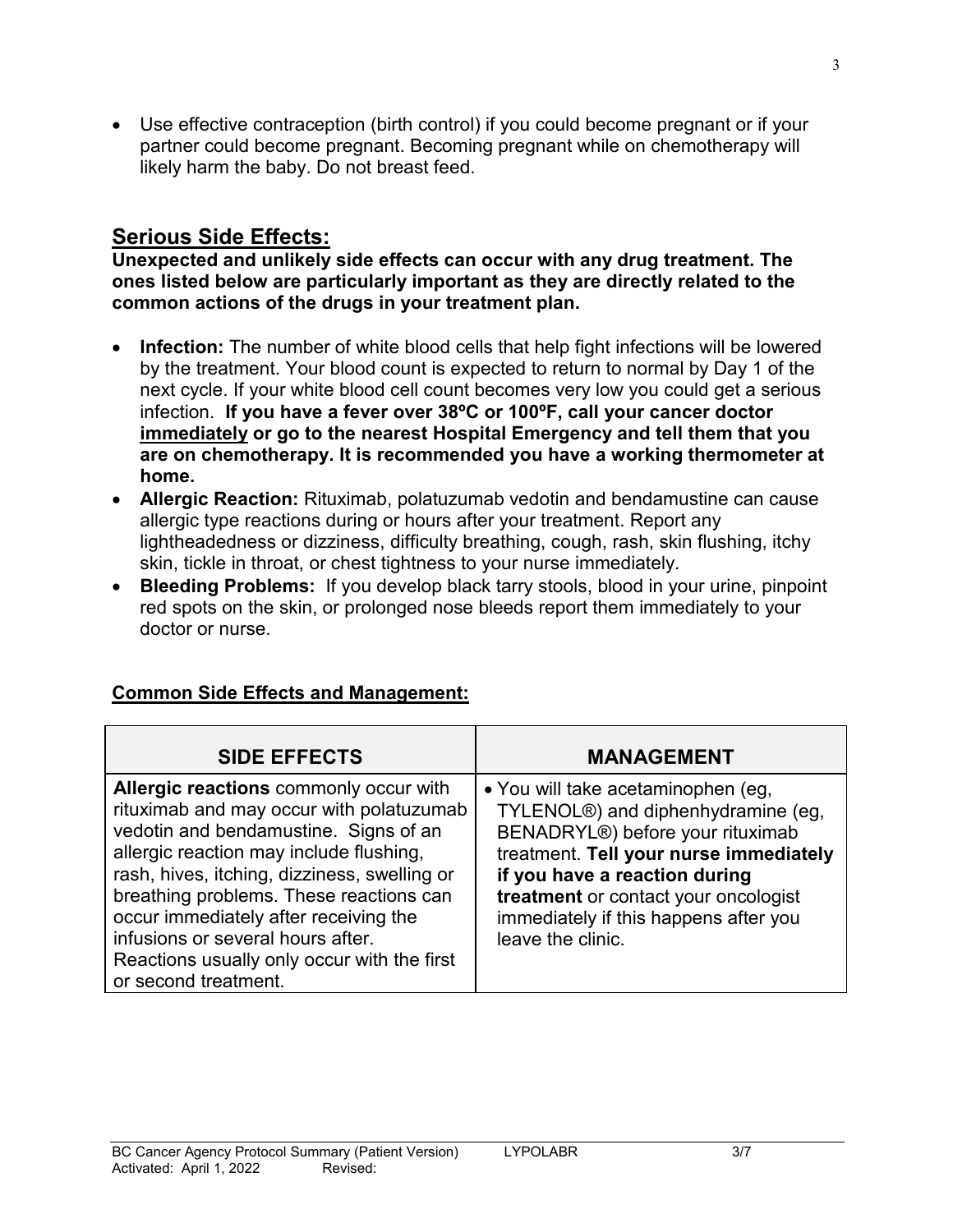- Use effective contraception (birth control) if you could become pregnant or if your partner could become pregnant. Becoming pregnant while on chemotherapy will likely harm the baby. Do not breast feed.

## Serious Side Effects:

**Unexpected and unlikely side effects can occur with any drug treatment. The ones listed below are particularly important as they are directly related to the common actions of the drugs in your treatment plan.**

- **Infection:** The number of white blood cells that help fight infections will be lowered by the treatment. Your blood count is expected to return to normal by Day 1 of the next cycle. If your white blood cell count becomes very low you could get a serious infection. **If you have a fever over 38ºC or 100ºF, call your cancer doctor <u>immediately</u> or go to the nearest Hospital Emergency and tell them that you are on chemotherapy. It is recommended you have a working thermometer at home.**
- **Allergic Reaction:** Rituximab, polatuzumab vedotin and bendamustine can cause allergic type reactions during or hours after your treatment. Report any lightheadedness or dizziness, difficulty breathing, cough, rash, skin flushing, itchy skin, tickle in throat, or chest tightness to your nurse immediately.
- **Bleeding Problems:** If you develop black tarry stools, blood in your urine, pinpoint red spots on the skin, or prolonged nose bleeds report them immediately to your doctor or nurse.

### Common Side Effects and Management:

| SIDE EFFECTS | MANAGEMENT |
|---|---|
| **Allergic reactions** commonly occur with rituximab and may occur with polatuzumab vedotin and bendamustine. Signs of an allergic reaction may include flushing, rash, hives, itching, dizziness, swelling or breathing problems. These reactions can occur immediately after receiving the infusions or several hours after. Reactions usually only occur with the first or second treatment. | • You will take acetaminophen (eg, TYLENOL®) and diphenhydramine (eg, BENADRYL®) before your rituximab treatment. **Tell your nurse immediately if you have a reaction during treatment** or contact your oncologist immediately if this happens after you leave the clinic. |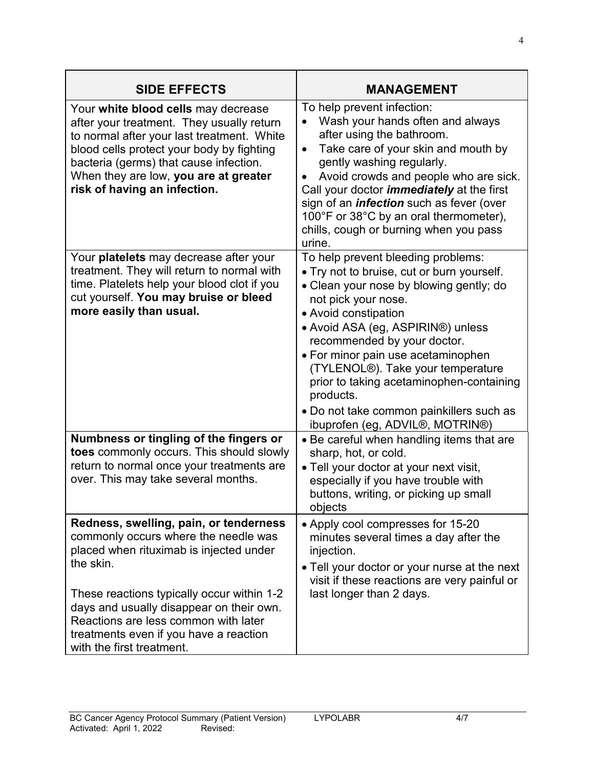| SIDE EFFECTS | MANAGEMENT |
|---|---|
| Your **white blood cells** may decrease after your treatment. They usually return to normal after your last treatment. White blood cells protect your body by fighting bacteria (germs) that cause infection. When they are low, **you are at greater risk of having an infection.** | To help prevent infection:<br>• Wash your hands often and always after using the bathroom.<br>• Take care of your skin and mouth by gently washing regularly.<br>• Avoid crowds and people who are sick.<br>Call your doctor ***immediately*** at the first sign of an ***infection*** such as fever (over 100°F or 38°C by an oral thermometer), chills, cough or burning when you pass urine. |
| Your **platelets** may decrease after your treatment. They will return to normal with time. Platelets help your blood clot if you cut yourself. **You may bruise or bleed more easily than usual.** | To help prevent bleeding problems:<br>• Try not to bruise, cut or burn yourself.<br>• Clean your nose by blowing gently; do not pick your nose.<br>• Avoid constipation<br>• Avoid ASA (eg, ASPIRIN®) unless recommended by your doctor.<br>• For minor pain use acetaminophen (TYLENOL®). Take your temperature prior to taking acetaminophen-containing products.<br>• Do not take common painkillers such as ibuprofen (eg, ADVIL®, MOTRIN®) |
| **Numbness or tingling of the fingers or toes** commonly occurs. This should slowly return to normal once your treatments are over. This may take several months. | • Be careful when handling items that are sharp, hot, or cold.<br>• Tell your doctor at your next visit, especially if you have trouble with buttons, writing, or picking up small objects |
| **Redness, swelling, pain, or tenderness** commonly occurs where the needle was placed when rituximab is injected under the skin.<br><br>These reactions typically occur within 1-2 days and usually disappear on their own. Reactions are less common with later treatments even if you have a reaction with the first treatment. | • Apply cool compresses for 15-20 minutes several times a day after the injection.<br>• Tell your doctor or your nurse at the next visit if these reactions are very painful or last longer than 2 days. |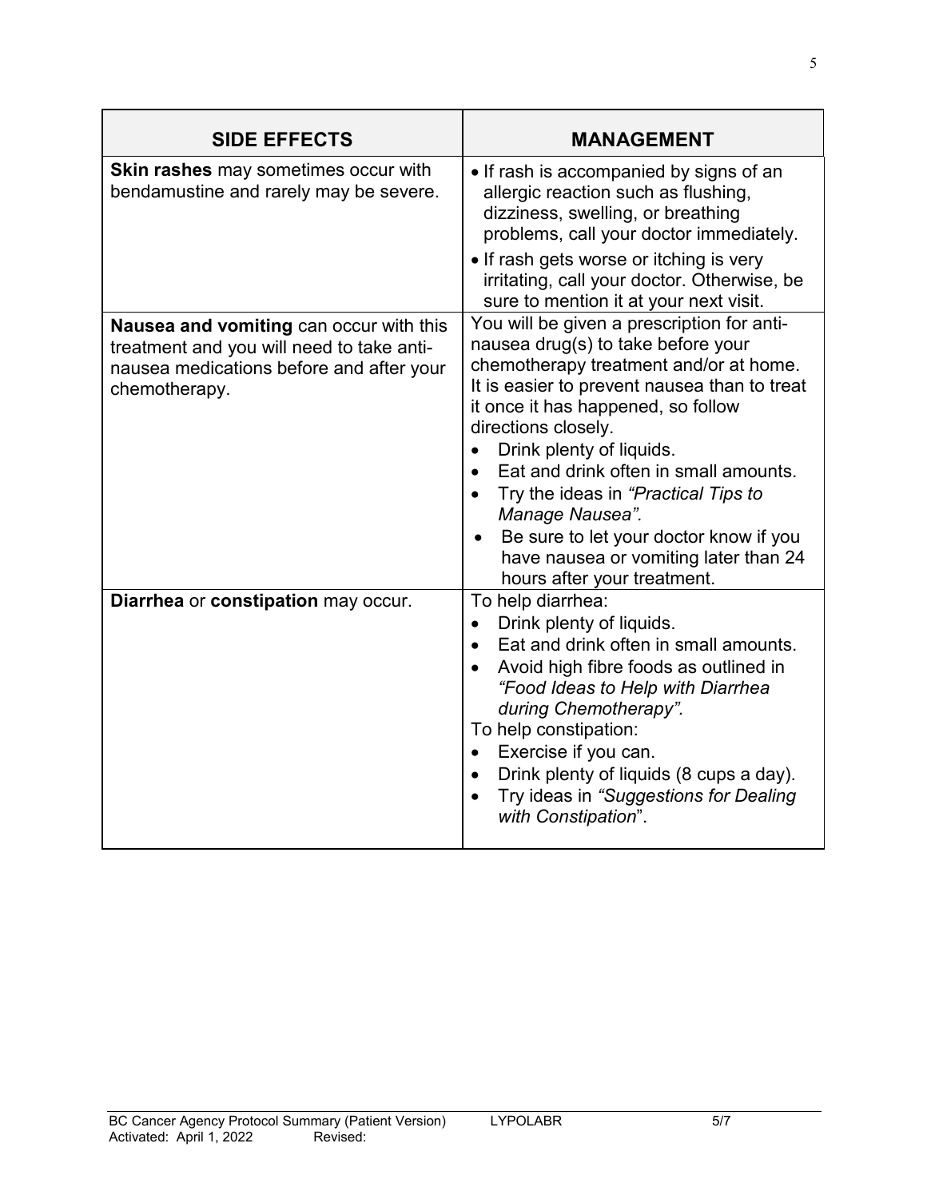| SIDE EFFECTS | MANAGEMENT |
|---|---|
| **Skin rashes** may sometimes occur with bendamustine and rarely may be severe. | • If rash is accompanied by signs of an allergic reaction such as flushing, dizziness, swelling, or breathing problems, call your doctor immediately.<br>• If rash gets worse or itching is very irritating, call your doctor. Otherwise, be sure to mention it at your next visit. |
| **Nausea and vomiting** can occur with this treatment and you will need to take anti-nausea medications before and after your chemotherapy. | You will be given a prescription for anti-nausea drug(s) to take before your chemotherapy treatment and/or at home. It is easier to prevent nausea than to treat it once it has happened, so follow directions closely.<br>• Drink plenty of liquids.<br>• Eat and drink often in small amounts.<br>• Try the ideas in *"Practical Tips to Manage Nausea".*<br>• Be sure to let your doctor know if you have nausea or vomiting later than 24 hours after your treatment. |
| **Diarrhea** or **constipation** may occur. | To help diarrhea:<br>• Drink plenty of liquids.<br>• Eat and drink often in small amounts.<br>• Avoid high fibre foods as outlined in *"Food Ideas to Help with Diarrhea during Chemotherapy".*<br>To help constipation:<br>• Exercise if you can.<br>• Drink plenty of liquids (8 cups a day).<br>• Try ideas in *"Suggestions for Dealing with Constipation*". |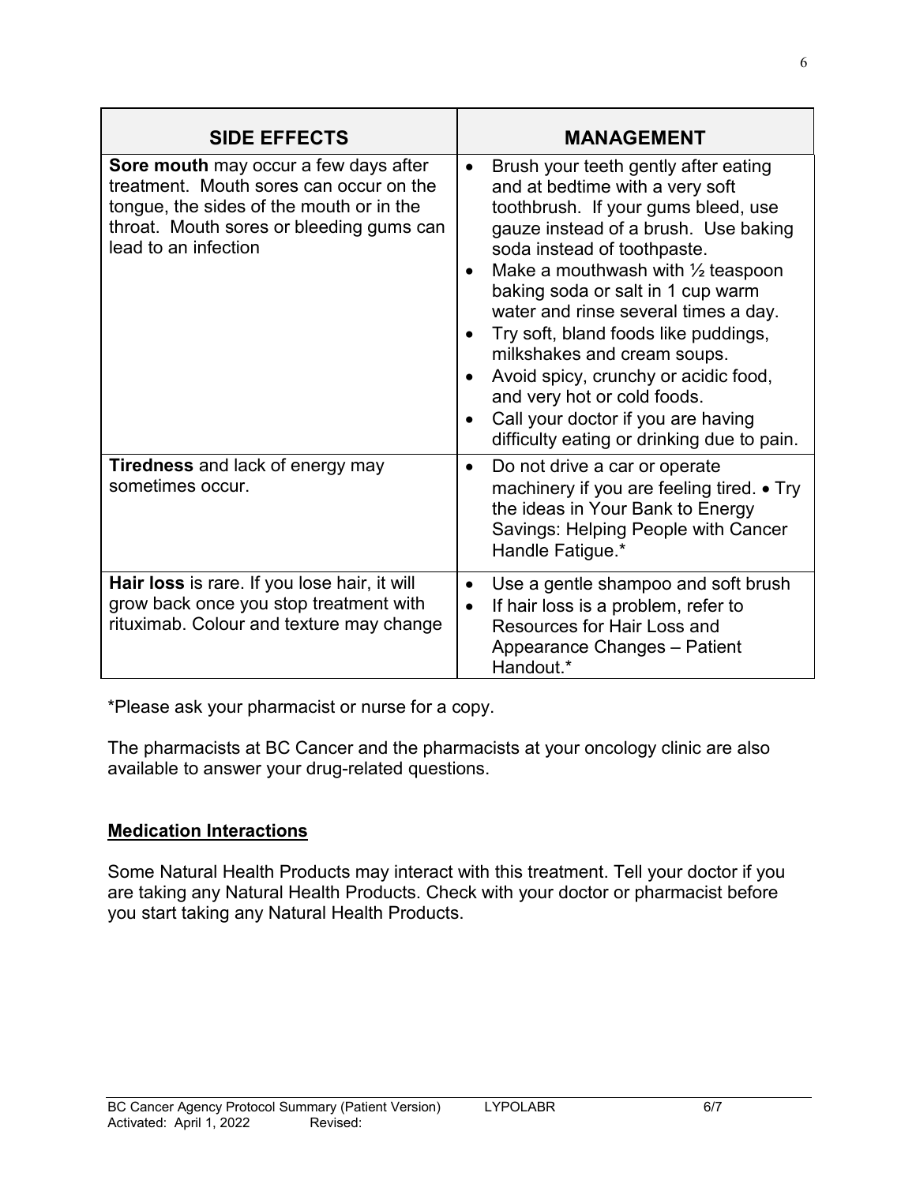| SIDE EFFECTS | MANAGEMENT |
|---|---|
| **Sore mouth** may occur a few days after treatment. Mouth sores can occur on the tongue, the sides of the mouth or in the throat. Mouth sores or bleeding gums can lead to an infection | • Brush your teeth gently after eating and at bedtime with a very soft toothbrush. If your gums bleed, use gauze instead of a brush. Use baking soda instead of toothpaste. <br>• Make a mouthwash with ½ teaspoon baking soda or salt in 1 cup warm water and rinse several times a day. <br>• Try soft, bland foods like puddings, milkshakes and cream soups. <br>• Avoid spicy, crunchy or acidic food, and very hot or cold foods. <br>• Call your doctor if you are having difficulty eating or drinking due to pain. |
| **Tiredness** and lack of energy may sometimes occur. | • Do not drive a car or operate machinery if you are feeling tired. • Try the ideas in Your Bank to Energy Savings: Helping People with Cancer Handle Fatigue.* |
| **Hair loss** is rare. If you lose hair, it will grow back once you stop treatment with rituximab. Colour and texture may change | • Use a gentle shampoo and soft brush <br>• If hair loss is a problem, refer to Resources for Hair Loss and Appearance Changes – Patient Handout.* |

*Please ask your pharmacist or nurse for a copy.

The pharmacists at BC Cancer and the pharmacists at your oncology clinic are also available to answer your drug-related questions.

## Medication Interactions

Some Natural Health Products may interact with this treatment. Tell your doctor if you are taking any Natural Health Products. Check with your doctor or pharmacist before you start taking any Natural Health Products.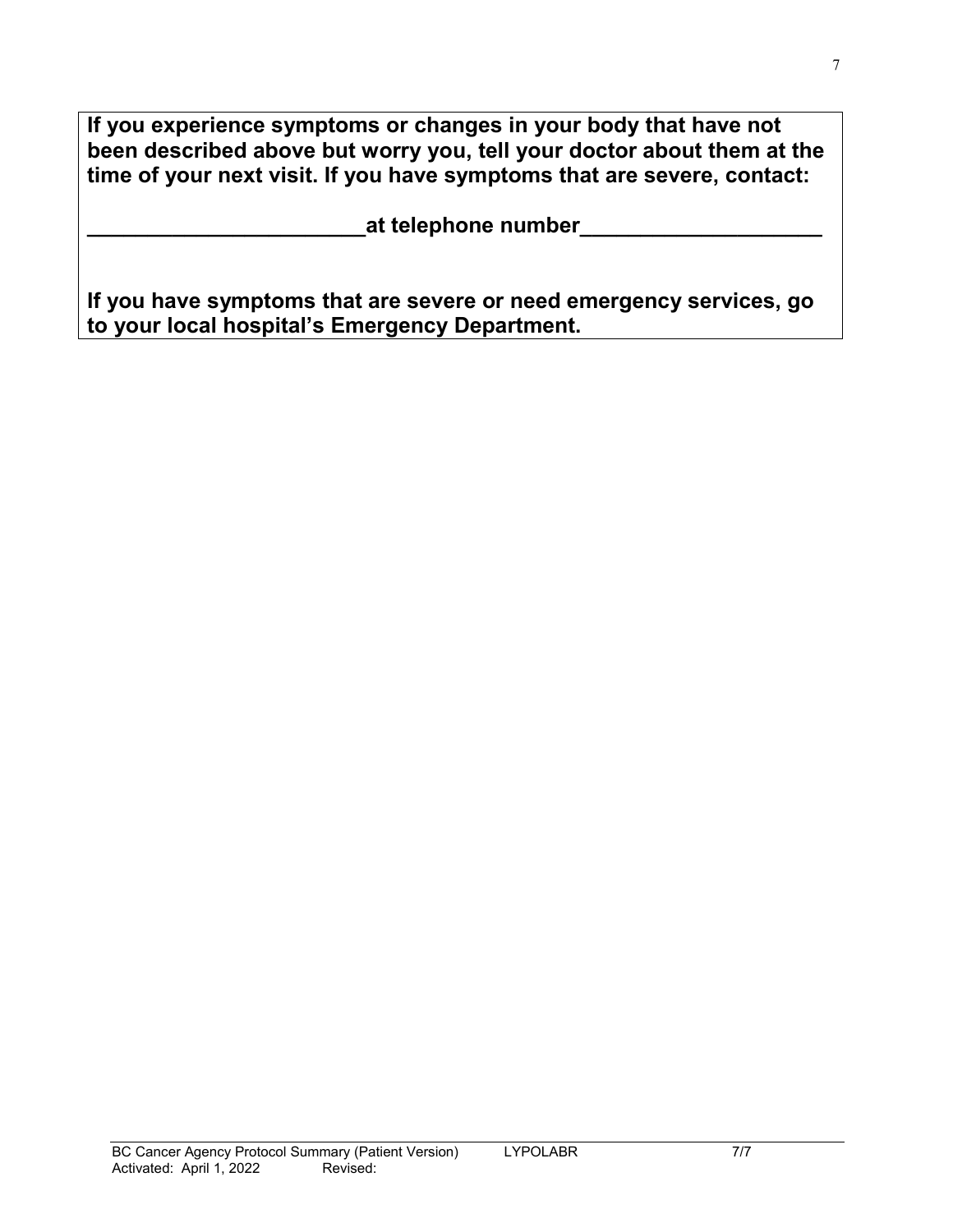**If you experience symptoms or changes in your body that have not been described above but worry you, tell your doctor about them at the time of your next visit. If you have symptoms that are severe, contact:**

**________________________at telephone number____________________**

**If you have symptoms that are severe or need emergency services, go to your local hospital's Emergency Department.**